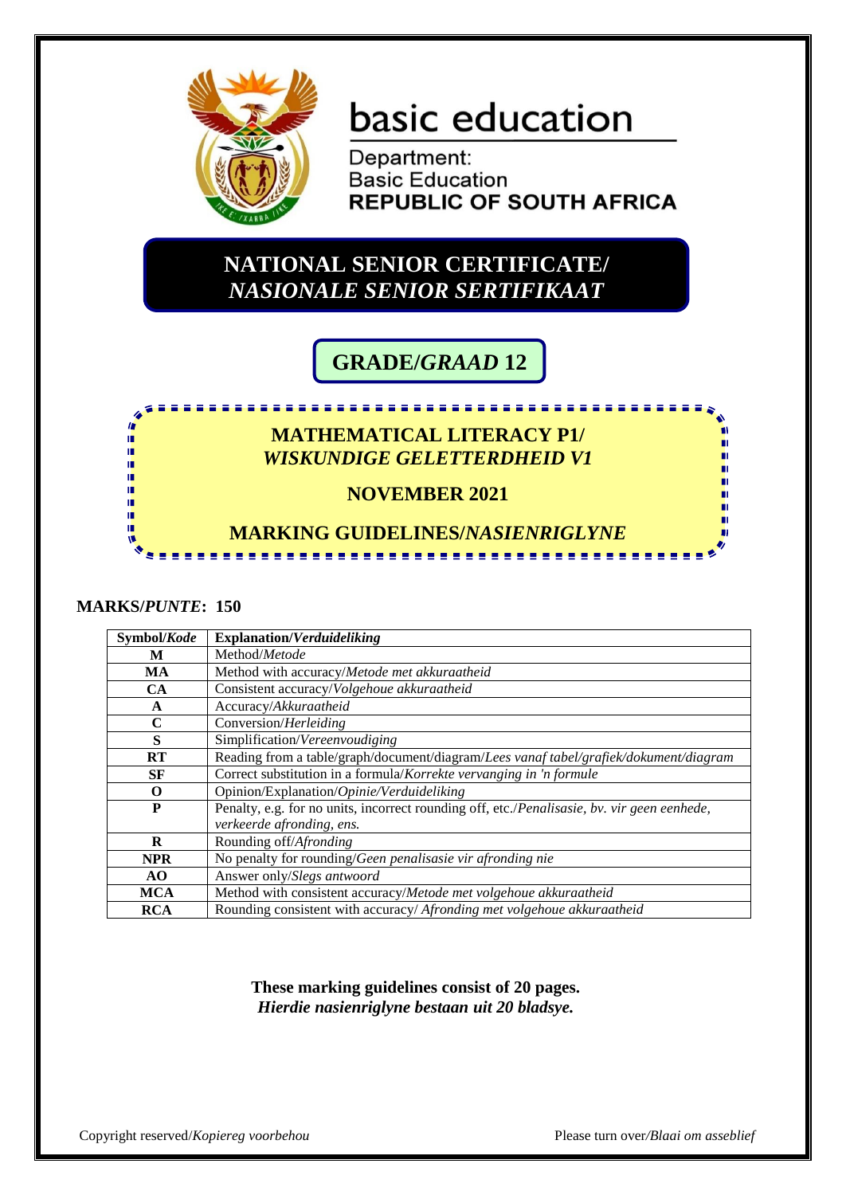basic education

Department:
Basic Education
**REPUBLIC OF SOUTH AFRICA**

# NATIONAL SENIOR CERTIFICATE/ *NASIONALE SENIOR SERTIFIKAAT*

## GRADE/*GRAAD* 12

## MATHEMATICAL LITERACY P1/ *WISKUNDIGE GELETTERDHEID V1*

## NOVEMBER 2021

## MARKING GUIDELINES/*NASIENRIGLYNE*

**MARKS/*PUNTE*: 150**

| Symbol/*Kode* | Explanation/*Verduideliking* |
|---|---|
| **M** | Method/*Metode* |
| **MA** | Method with accuracy/*Metode met akkuraatheid* |
| **CA** | Consistent accuracy/*Volgehoue akkuraatheid* |
| **A** | Accuracy/*Akkuraatheid* |
| **C** | Conversion/*Herleiding* |
| **S** | Simplification/*Vereenvoudiging* |
| **RT** | Reading from a table/graph/document/diagram/*Lees vanaf tabel/grafiek/dokument/diagram* |
| **SF** | Correct substitution in a formula/*Korrekte vervanging in 'n formule* |
| **O** | Opinion/Explanation/*Opinie/Verduideliking* |
| **P** | Penalty, e.g. for no units, incorrect rounding off, etc./*Penalisasie, bv. vir geen eenhede, verkeerde afronding, ens.* |
| **R** | Rounding off/*Afronding* |
| **NPR** | No penalty for rounding/*Geen penalisasie vir afronding nie* |
| **AO** | Answer only/*Slegs antwoord* |
| **MCA** | Method with consistent accuracy/*Metode met volgehoue akkuraatheid* |
| **RCA** | Rounding consistent with accuracy/ *Afronding met volgehoue akkuraatheid* |

**These marking guidelines consist of 20 pages.**
***Hierdie nasienriglyne bestaan uit 20 bladsye.***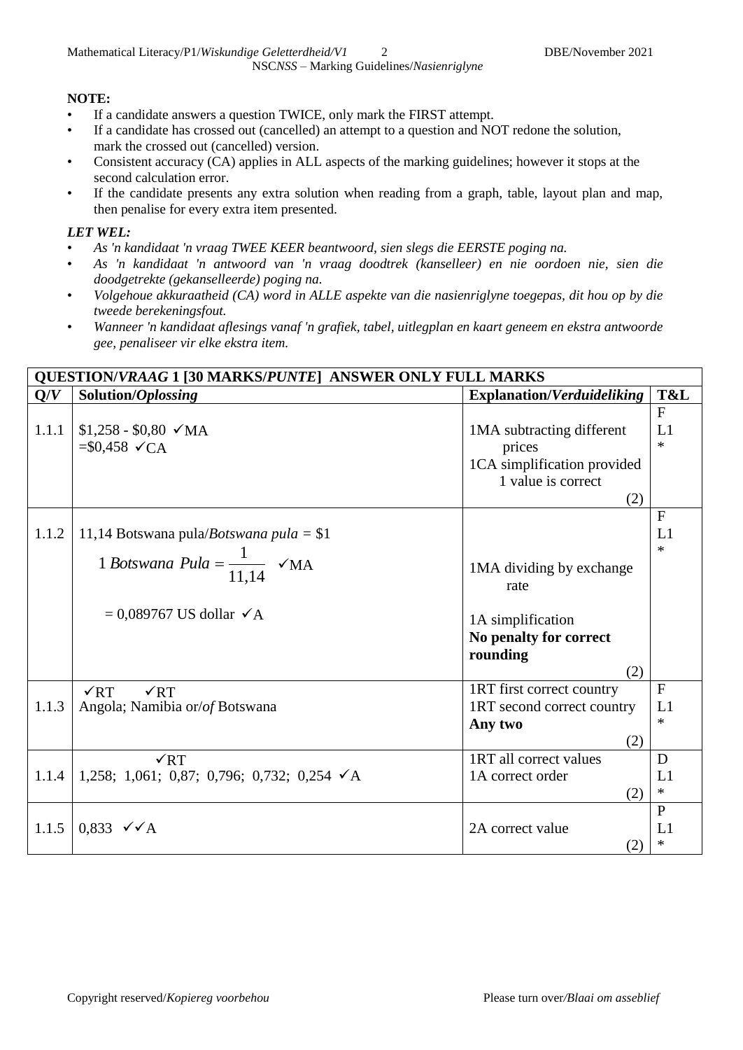**NOTE:**

- If a candidate answers a question TWICE, only mark the FIRST attempt.
- If a candidate has crossed out (cancelled) an attempt to a question and NOT redone the solution, mark the crossed out (cancelled) version.
- Consistent accuracy (CA) applies in ALL aspects of the marking guidelines; however it stops at the second calculation error.
- If the candidate presents any extra solution when reading from a graph, table, layout plan and map, then penalise for every extra item presented.

***LET WEL:***

- *As 'n kandidaat 'n vraag TWEE KEER beantwoord, sien slegs die EERSTE poging na.*
- *As 'n kandidaat 'n antwoord van 'n vraag doodtrek (kanselleer) en nie oordoen nie, sien die doodgetrekte (gekanselleerde) poging na.*
- *Volgehoue akkuraatheid (CA) word in ALLE aspekte van die nasienriglyne toegepas, dit hou op by die tweede berekeningsfout.*
- *Wanneer 'n kandidaat aflesings vanaf 'n grafiek, tabel, uitlegplan en kaart geneem en ekstra antwoorde gee, penaliseer vir elke ekstra item.*

| **QUESTION/*VRAAG* 1 [30 MARKS/*PUNTE*] ANSWER ONLY FULL MARKS** | | | |
|---|---|---|---|
| **Q/*V*** | **Solution/*Oplossing*** | **Explanation/*Verduideliking*** | **T&L** |
| 1.1.1 | \$1,258 - \$0,80 ✓MA<br>=\$0,458 ✓CA | 1MA subtracting different prices<br>1CA simplification provided 1 value is correct<br>(2) | F<br>L1<br>* |
| 1.1.2 | 11,14 Botswana pula/*Botswana pula* = \$1<br>$1\ Botswana\ Pula = \frac{1}{11,14}$ ✓MA<br>= 0,089767 US dollar ✓A | 1MA dividing by exchange rate<br>1A simplification<br>**No penalty for correct rounding**<br>(2) | F<br>L1<br>* |
| 1.1.3 | ✓RT ✓RT<br>Angola; Namibia or/*of* Botswana | 1RT first correct country<br>1RT second correct country<br>**Any two**<br>(2) | F<br>L1<br>* |
| 1.1.4 | ✓RT<br>1,258; 1,061; 0,87; 0,796; 0,732; 0,254 ✓A | 1RT all correct values<br>1A correct order<br>(2) | D<br>L1<br>* |
| 1.1.5 | 0,833 ✓✓A | 2A correct value<br>(2) | P<br>L1<br>* |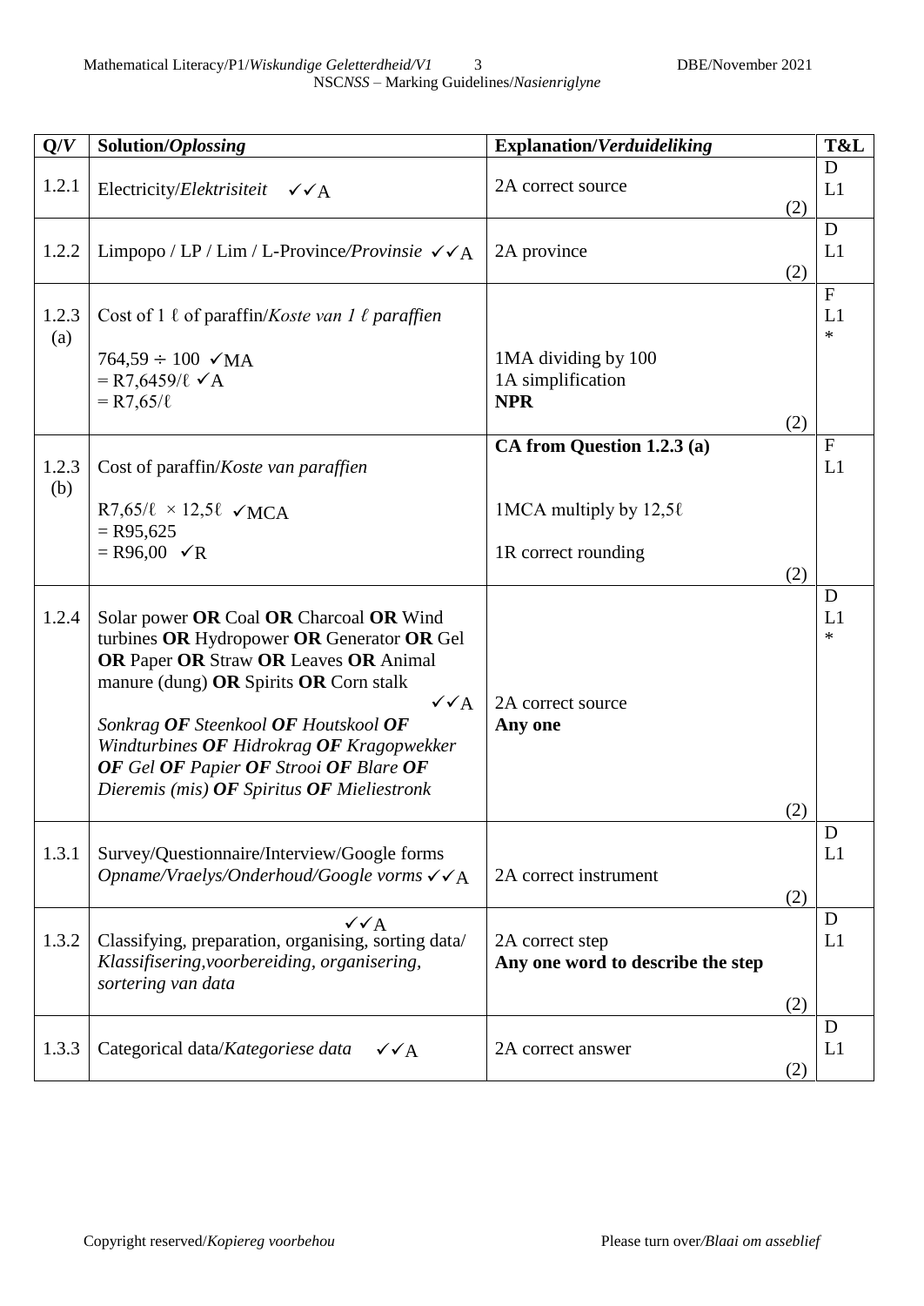| Q/V | Solution/*Oplossing* | Explanation/*Verduideliking* | T&L |
|---|---|---|---|
| 1.2.1 | Electricity/*Elektrisiteit* ✓✓A | 2A correct source (2) | D L1 |
| 1.2.2 | Limpopo / LP / Lim / L-Province/*Provinsie* ✓✓A | 2A province (2) | D L1 |
| 1.2.3 (a) | Cost of 1 ℓ of paraffin/*Koste van 1 ℓ paraffien*<br>764,59 ÷ 100 ✓MA<br>= R7,6459/ℓ ✓A<br>= R7,65/ℓ | 1MA dividing by 100<br>1A simplification<br>**NPR** (2) | F L1 * |
| 1.2.3 (b) | Cost of paraffin/*Koste van paraffien*<br>R7,65/ℓ × 12,5ℓ ✓MCA<br>= R95,625<br>= R96,00 ✓R | **CA from Question 1.2.3 (a)**<br>1MCA multiply by 12,5ℓ<br>1R correct rounding (2) | F L1 |
| 1.2.4 | Solar power **OR** Coal **OR** Charcoal **OR** Wind turbines **OR** Hydropower **OR** Generator **OR** Gel **OR** Paper **OR** Straw **OR** Leaves **OR** Animal manure (dung) **OR** Spirits **OR** Corn stalk ✓✓A<br>*Sonkrag **OF** Steenkool **OF** Houtskool **OF** Windturbines **OF** Hidrokrag **OF** Kragopwekker **OF** Gel **OF** Papier **OF** Strooi **OF** Blare **OF** Dieremis (mis) **OF** Spiritus **OF** Mieliestronk* | 2A correct source<br>**Any one** (2) | D L1 * |
| 1.3.1 | Survey/Questionnaire/Interview/Google forms<br>*Opname/Vraelys/Onderhoud/Google vorms* ✓✓A | 2A correct instrument (2) | D L1 |
| 1.3.2 | ✓✓A<br>Classifying, preparation, organising, sorting data/ *Klassifisering,voorbereiding, organisering, sortering van data* | 2A correct step<br>**Any one word to describe the step** (2) | D L1 |
| 1.3.3 | Categorical data/*Kategoriese data* ✓✓A | 2A correct answer (2) | D L1 |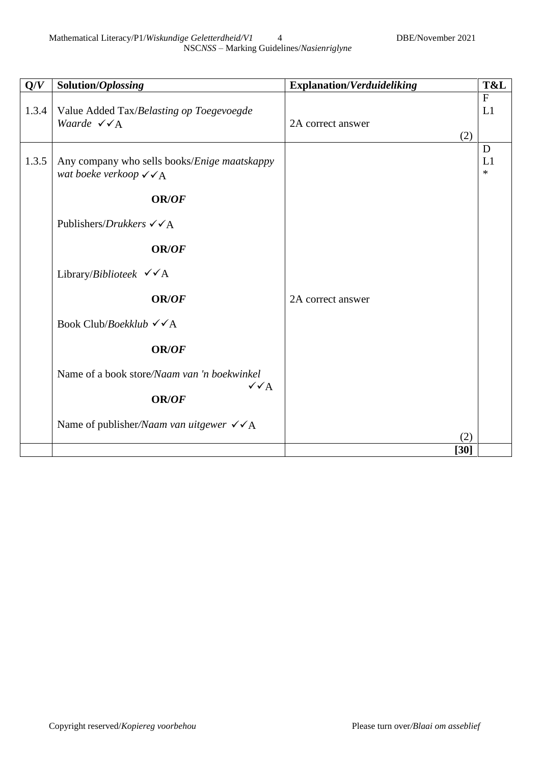| Q/V | Solution/*Oplossing* | Explanation/*Verduideliking* | T&L |
|---|---|---|---|
| 1.3.4 | Value Added Tax/*Belasting op Toegevoegde Waarde* ✓✓A | 2A correct answer (2) | F L1 |
| 1.3.5 | Any company who sells books/*Enige maatskappy wat boeke verkoop* ✓✓A<br><br>**OR/*OF***<br><br>Publishers/*Drukkers* ✓✓A<br><br>**OR/*OF***<br><br>Library/*Biblioteek* ✓✓A<br><br>**OR/*OF***<br><br>Book Club/*Boekklub* ✓✓A<br><br>**OR/*OF***<br><br>Name of a book store/*Naam van 'n boekwinkel* ✓✓A<br><br>**OR/*OF***<br><br>Name of publisher/*Naam van uitgewer* ✓✓A | 2A correct answer (2) | D L1 * |
| | | **[30]** | |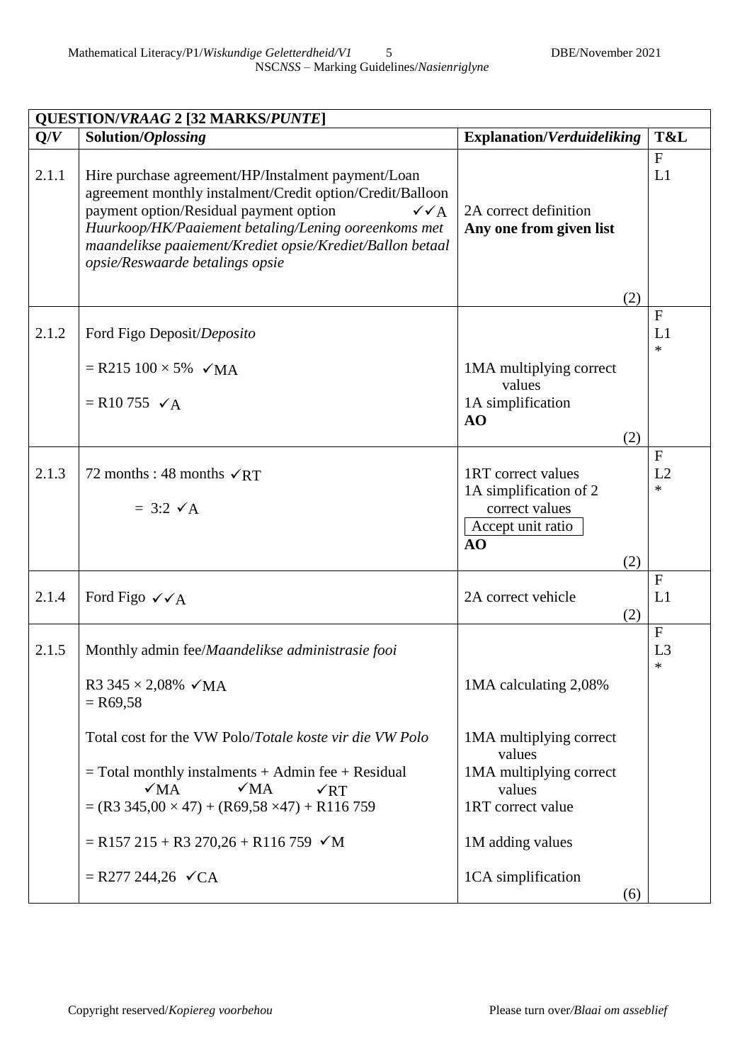| **QUESTION/*VRAAG* 2 [32 MARKS/*PUNTE*]** | | | |
|---|---|---|---|
| **Q/*V*** | **Solution/*Oplossing*** | **Explanation/*Verduideliking*** | **T&L** |
| 2.1.1 | Hire purchase agreement/HP/Instalment payment/Loan agreement monthly instalment/Credit option/Credit/Balloon payment option/Residual payment option ✓✓A<br>*Huurkoop/HK/Paaiement betaling/Lening ooreenkoms met maandelikse paaiement/Krediet opsie/Krediet/Ballon betaal opsie/Reswaarde betalings opsie* | 2A correct definition<br>**Any one from given list**<br>(2) | F<br>L1 |
| 2.1.2 | Ford Figo Deposit/*Deposito*<br>= R215 100 × 5% ✓MA<br>= R10 755 ✓A | 1MA multiplying correct values<br>1A simplification<br>**AO**<br>(2) | F<br>L1<br>* |
| 2.1.3 | 72 months : 48 months ✓RT<br>= 3:2 ✓A | 1RT correct values<br>1A simplification of 2 correct values<br>Accept unit ratio<br>**AO**<br>(2) | F<br>L2<br>* |
| 2.1.4 | Ford Figo ✓✓A | 2A correct vehicle<br>(2) | F<br>L1 |
| 2.1.5 | Monthly admin fee/*Maandelikse administrasie fooi*<br>R3 345 × 2,08% ✓MA<br>= R69,58<br>Total cost for the VW Polo/*Totale koste vir die VW Polo*<br>= Total monthly instalments + Admin fee + Residual<br>✓MA ✓MA ✓RT<br>= (R3 345,00 × 47) + (R69,58 ×47) + R116 759<br>= R157 215 + R3 270,26 + R116 759 ✓M<br>= R277 244,26 ✓CA | 1MA calculating 2,08%<br>1MA multiplying correct values<br>1MA multiplying correct values<br>1RT correct value<br>1M adding values<br>1CA simplification<br>(6) | F<br>L3<br>* |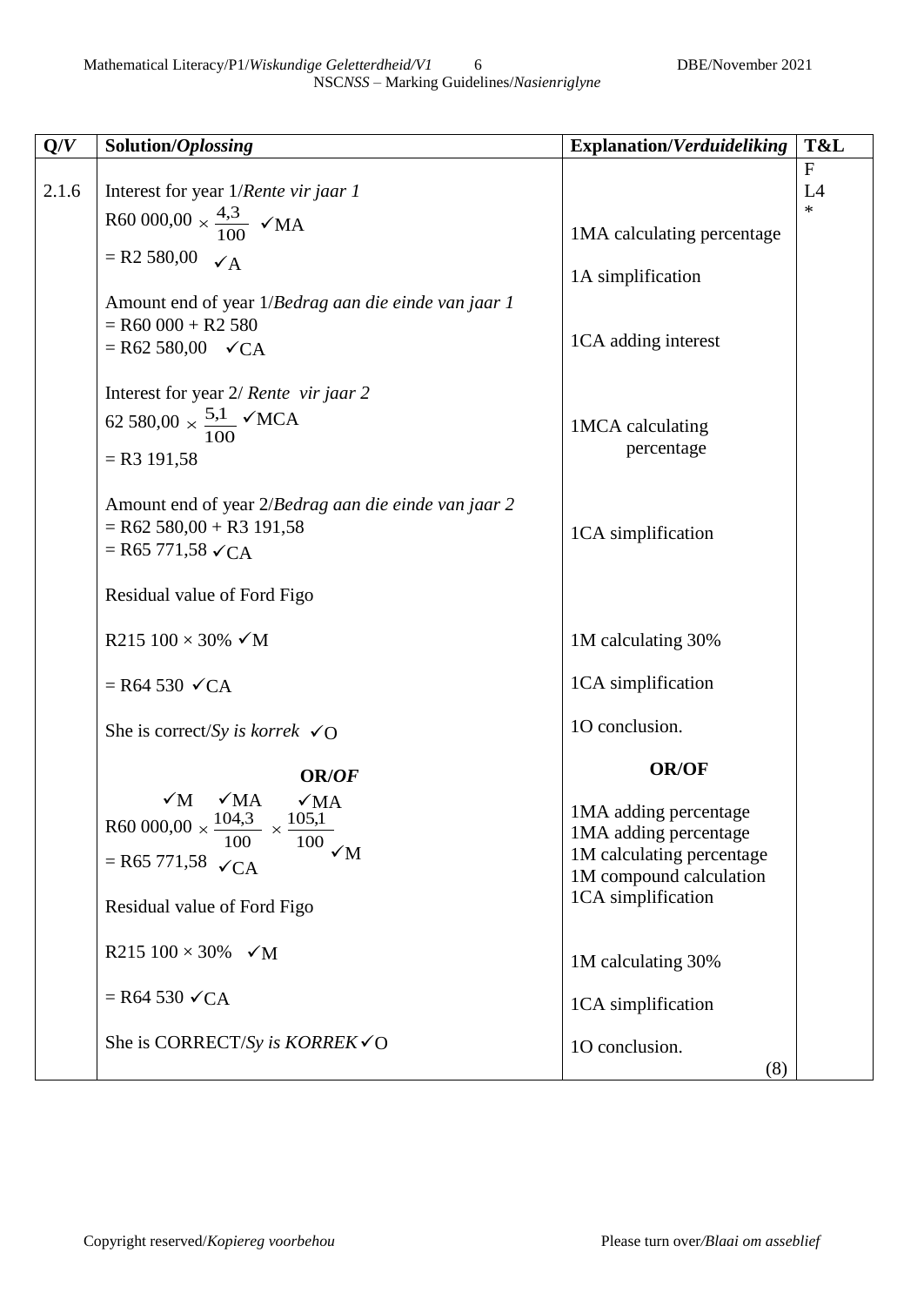| Q/V | Solution/*Oplossing* | Explanation/*Verduideliking* | T&L |
|---|---|---|---|
| 2.1.6 | Interest for year 1/*Rente vir jaar 1*<br>R60 000,00 $\times \frac{4,3}{100}$ ✓MA<br>= R2 580,00 ✓A<br><br>Amount end of year 1/*Bedrag aan die einde van jaar 1*<br>= R60 000 + R2 580<br>= R62 580,00 ✓CA<br><br>Interest for year 2/ *Rente vir jaar 2*<br>62 580,00 $\times \frac{5,1}{100}$ ✓MCA<br>= R3 191,58<br><br>Amount end of year 2/*Bedrag aan die einde van jaar 2*<br>= R62 580,00 + R3 191,58<br>= R65 771,58 ✓CA<br><br>Residual value of Ford Figo<br><br>R215 100 × 30% ✓M<br><br>= R64 530 ✓CA<br><br>She is correct/*Sy is korrek* ✓O<br><br>**OR/*OF***<br><br>R60 000,00 $\times \frac{104,3}{100} \times \frac{105,1}{100}$ ✓M ✓MA ✓MA ✓M<br>= R65 771,58 ✓CA<br><br>Residual value of Ford Figo<br><br>R215 100 × 30% ✓M<br><br>= R64 530 ✓CA<br><br>She is CORRECT/*Sy is KORREK* ✓O | 1MA calculating percentage<br><br>1A simplification<br><br>1CA adding interest<br><br>1MCA calculating percentage<br><br>1CA simplification<br><br>1M calculating 30%<br><br>1CA simplification<br><br>1O conclusion.<br><br>**OR/OF**<br><br>1MA adding percentage<br>1MA adding percentage<br>1M calculating percentage<br>1M compound calculation<br>1CA simplification<br><br>1M calculating 30%<br><br>1CA simplification<br><br>1O conclusion.<br>(8) | F<br>L4<br>* |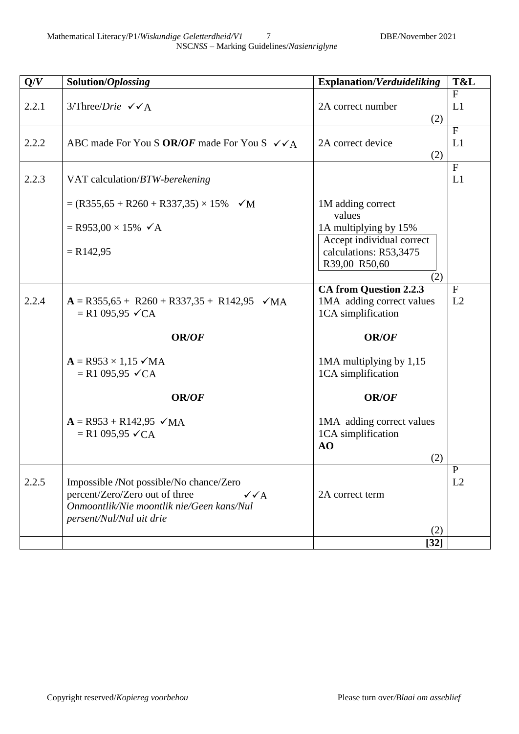| Q/*V* | Solution/*Oplossing* | Explanation/*Verduideliking* | T&L |
|---|---|---|---|
| 2.2.1 | 3/Three/*Drie* ✓✓A | 2A correct number (2) | F L1 |
| 2.2.2 | ABC made For You S **OR/*OF*** made For You S ✓✓A | 2A correct device (2) | F L1 |
| 2.2.3 | VAT calculation/*BTW-berekening*<br><br>= (R355,65 + R260 + R337,35) × 15% ✓M<br><br>= R953,00 × 15% ✓A<br><br>= R142,95 | 1M adding correct values<br>1A multiplying by 15%<br>Accept individual correct calculations: R53,3475 R39,00 R50,60<br>(2) | F L1 |
| 2.2.4 | **A** = R355,65 + R260 + R337,35 + R142,95 ✓MA<br>= R1 095,95 ✓CA<br><br>**OR/*OF***<br><br>**A** = R953 × 1,15 ✓MA<br>= R1 095,95 ✓CA<br><br>**OR/*OF***<br><br>**A** = R953 + R142,95 ✓MA<br>= R1 095,95 ✓CA | **CA from Question 2.2.3**<br>1MA adding correct values<br>1CA simplification<br><br>**OR/*OF***<br><br>1MA multiplying by 1,15<br>1CA simplification<br><br>**OR/*OF***<br><br>1MA adding correct values<br>1CA simplification<br>**AO**<br>(2) | F L2 |
| 2.2.5 | Impossible /Not possible/No chance/Zero percent/Zero/Zero out of three ✓✓A<br>*Onmoontlik/Nie moontlik nie/Geen kans/Nul persent/Nul/Nul uit drie* | 2A correct term<br><br>(2) | P L2 |
| | | **[32]** | |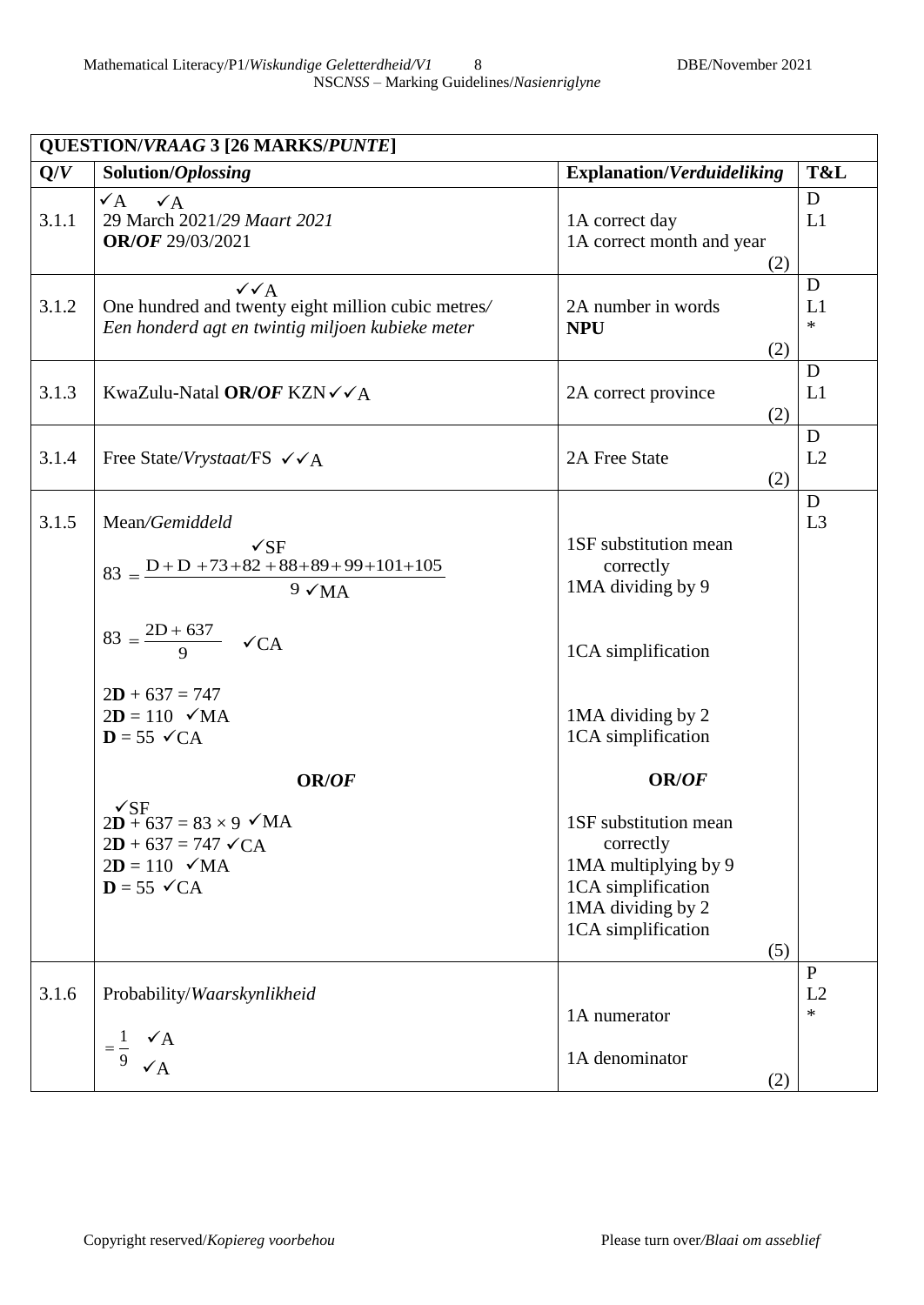| QUESTION/*VRAAG* 3 [26 MARKS/*PUNTE*] | | | |
|---|---|---|---|
| **Q/*V*** | **Solution/*Oplossing*** | **Explanation/*Verduideliking*** | **T&L** |
| 3.1.1 | ✓A ✓A<br>29 March 2021/*29 Maart 2021*<br>**OR/*OF*** 29/03/2021 | 1A correct day<br>1A correct month and year<br>(2) | D<br>L1 |
| 3.1.2 | ✓✓A<br>One hundred and twenty eight million cubic metres/<br>*Een honderd agt en twintig miljoen kubieke meter* | 2A number in words<br>**NPU**<br>(2) | D<br>L1<br>* |
| 3.1.3 | KwaZulu-Natal **OR/*OF*** KZN ✓✓A | 2A correct province<br>(2) | D<br>L1 |
| 3.1.4 | Free State/*Vrystaat*/FS ✓✓A | 2A Free State<br>(2) | D<br>L2 |
| 3.1.5 | Mean/*Gemiddeld*<br>$83 = \frac{D + D + 73 + 82 + 88 + 89 + 99 + 101 + 105}{9}$ ✓SF ✓MA<br>$83 = \frac{2D + 637}{9}$ ✓CA<br>2**D** + 637 = 747<br>2**D** = 110 ✓MA<br>**D** = 55 ✓CA<br>**OR/*OF***<br>2**D** + 637 = 83 × 9 ✓SF ✓MA<br>2**D** + 637 = 747 ✓CA<br>2**D** = 110 ✓MA<br>**D** = 55 ✓CA | 1SF substitution mean correctly<br>1MA dividing by 9<br>1CA simplification<br>1MA dividing by 2<br>1CA simplification<br>**OR/*OF***<br>1SF substitution mean correctly<br>1MA multiplying by 9<br>1CA simplification<br>1MA dividing by 2<br>1CA simplification<br>(5) | D<br>L3 |
| 3.1.6 | Probability/*Waarskynlikheid*<br>$= \frac{1}{9}$ ✓A ✓A | 1A numerator<br>1A denominator<br>(2) | P<br>L2<br>* |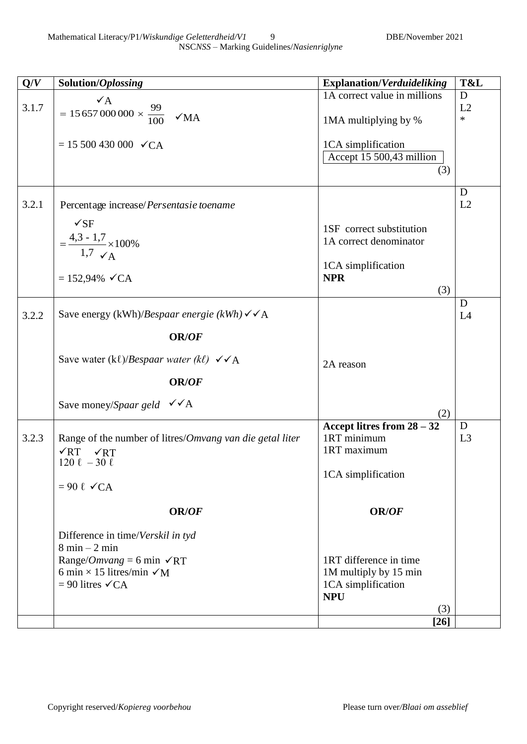| Q/*V* | Solution/*Oplossing* | Explanation/*Verduideliking* | T&L |
|---|---|---|---|
| 3.1.7 | $= 15\,657\,000\,000 \times \frac{99}{100}$ ✓A ✓MA<br><br>= 15 500 430 000 ✓CA | 1A correct value in millions<br><br>1MA multiplying by %<br><br>1CA simplification<br>Accept 15 500,43 million<br>(3) | D<br>L2<br>* |
| 3.2.1 | Percentage increase/*Persentasie toename*<br><br>$= \frac{4,3 - 1,7}{1,7} \times 100\%$ ✓SF ✓A<br><br>= 152,94% ✓CA | 1SF correct substitution<br>1A correct denominator<br><br>1CA simplification<br>**NPR**<br>(3) | D<br>L2 |
| 3.2.2 | Save energy (kWh)/*Bespaar energie (kWh)* ✓✓A<br><br>**OR/*OF***<br><br>Save water (kℓ)/*Bespaar water (kℓ)* ✓✓A<br><br>**OR/*OF***<br><br>Save money/*Spaar geld* ✓✓A | 2A reason<br><br>(2) | D<br>L4 |
| 3.2.3 | Range of the number of litres/*Omvang van die getal liter*<br>120 ℓ ✓RT – 30 ℓ ✓RT<br><br>= 90 ℓ ✓CA<br><br>**OR/*OF***<br><br>Difference in time/*Verskil in tyd*<br>8 min – 2 min<br>Range/*Omvang* = 6 min ✓RT<br>6 min × 15 litres/min ✓M<br>= 90 litres ✓CA | **Accept litres from 28 – 32**<br>1RT minimum<br>1RT maximum<br><br>1CA simplification<br><br>**OR/*OF***<br><br>1RT difference in time<br>1M multiply by 15 min<br>1CA simplification<br>**NPU**<br>(3) | D<br>L3 |
| | | **[26]** | |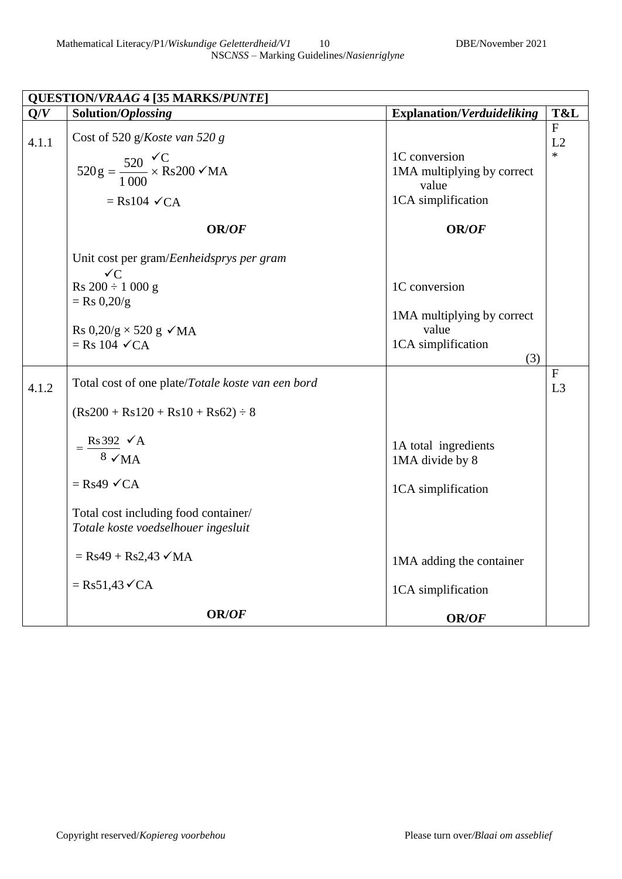| QUESTION/*VRAAG* 4 [35 MARKS/*PUNTE*] | | | |
|---|---|---|---|
| **Q/*V*** | **Solution/*Oplossing*** | **Explanation/*Verduideliking*** | **T&L** |
| 4.1.1 | Cost of 520 g/*Koste van 520 g*<br><br>$520\,\text{g} = \frac{520}{1\,000}$ ✓C $\times$ Rs200 ✓MA<br><br>= Rs104 ✓CA<br><br>**OR/*OF***<br><br>Unit cost per gram/*Eenheidsprys per gram*<br>✓C<br>Rs 200 ÷ 1 000 g<br>= Rs 0,20/g<br><br>Rs 0,20/g × 520 g ✓MA<br>= Rs 104 ✓CA | 1C conversion<br>1MA multiplying by correct value<br>1CA simplification<br><br>**OR/*OF***<br><br>1C conversion<br><br>1MA multiplying by correct value<br>1CA simplification<br>(3) | F<br>L2<br>* |
| 4.1.2 | Total cost of one plate/*Totale koste van een bord*<br><br>(Rs200 + Rs120 + Rs10 + Rs62) ÷ 8<br><br>$= \frac{\text{Rs}392}{8}$ ✓A ✓MA<br><br>= Rs49 ✓CA<br><br>Total cost including food container/<br>*Totale koste voedselhouer ingesluit*<br><br>= Rs49 + Rs2,43 ✓MA<br><br>= Rs51,43 ✓CA<br><br>**OR/*OF*** | 1A total ingredients<br>1MA divide by 8<br><br>1CA simplification<br><br>1MA adding the container<br><br>1CA simplification<br><br>**OR/*OF*** | F<br>L3 |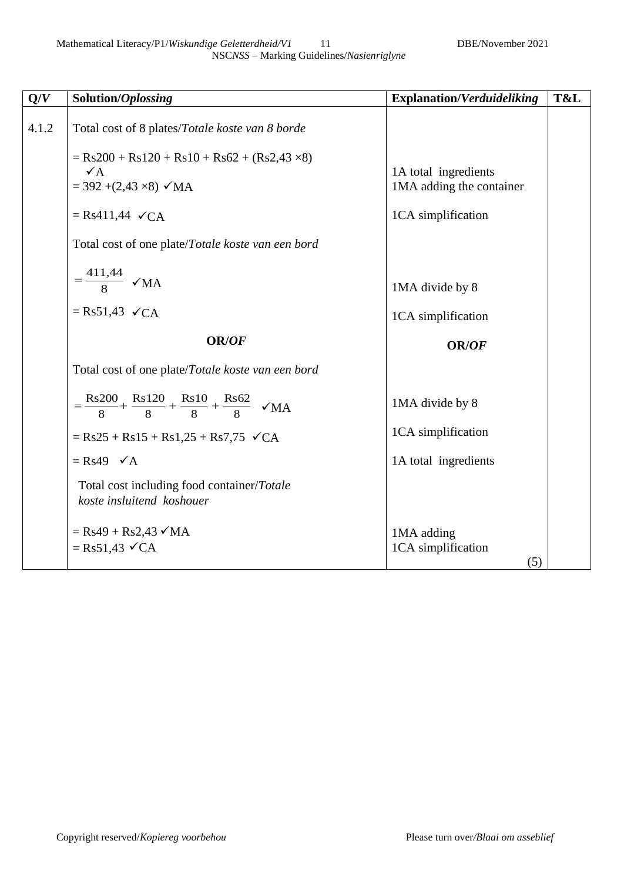| Q/*V* | Solution/*Oplossing* | Explanation/*Verduideliking* | T&L |
|---|---|---|---|
| 4.1.2 | Total cost of 8 plates/*Totale koste van 8 borde*<br><br>= Rs200 + Rs120 + Rs10 + Rs62 + (Rs2,43 ×8) ✓A<br>= 392 +(2,43 ×8) ✓MA<br><br>= Rs411,44 ✓CA<br><br>Total cost of one plate/*Totale koste van een bord*<br><br>$= \frac{411{,}44}{8}$ ✓MA<br><br>= Rs51,43 ✓CA<br><br>**OR/*OF***<br><br>Total cost of one plate/*Totale koste van een bord*<br><br>$= \frac{\text{Rs}200}{8} + \frac{\text{Rs}120}{8} + \frac{\text{Rs}10}{8} + \frac{\text{Rs}62}{8}$ ✓MA<br><br>= Rs25 + Rs15 + Rs1,25 + Rs7,75 ✓CA<br><br>= Rs49 ✓A<br><br>Total cost including food container/*Totale koste insluitend koshouer*<br><br>= Rs49 + Rs2,43 ✓MA<br>= Rs51,43 ✓CA | <br><br>1A total ingredients<br>1MA adding the container<br><br>1CA simplification<br><br><br><br>1MA divide by 8<br><br>1CA simplification<br><br>**OR/*OF***<br><br><br><br>1MA divide by 8<br><br>1CA simplification<br><br>1A total ingredients<br><br><br><br>1MA adding<br>1CA simplification<br><br>(5) | |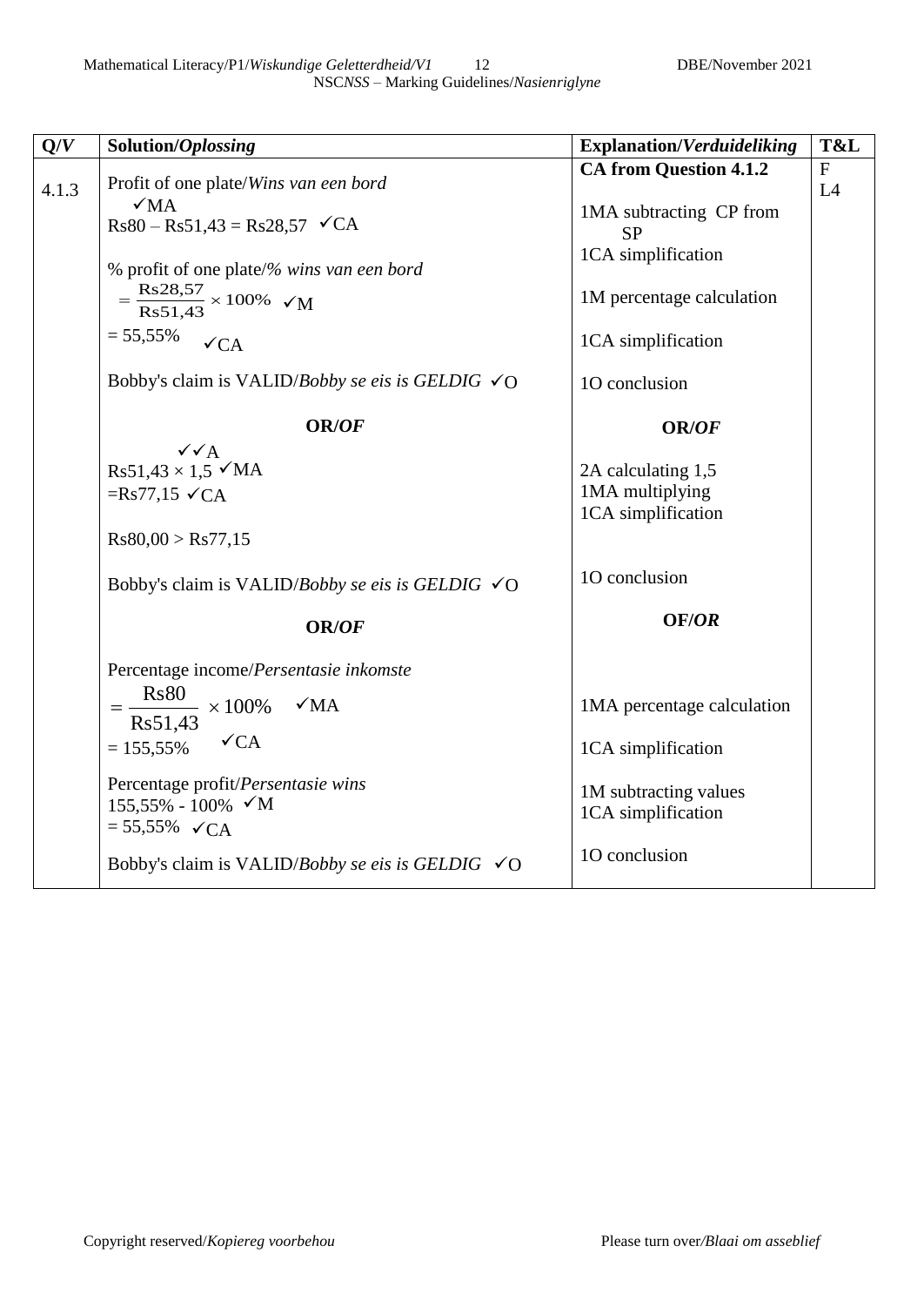| Q/*V* | Solution/*Oplossing* | Explanation/*Verduideliking* | T&L |
|---|---|---|---|
| 4.1.3 | Profit of one plate/*Wins van een bord*<br>✓MA<br>Rs80 – Rs51,43 = Rs28,57 ✓CA<br><br>% profit of one plate/*% wins van een bord*<br>$= \frac{\text{Rs}28{,}57}{\text{Rs}51{,}43} \times 100\%$ ✓M<br>= 55,55% ✓CA<br><br>Bobby's claim is VALID/*Bobby se eis is GELDIG* ✓O<br><br>**OR/*OF***<br><br>✓✓A<br>Rs51,43 × 1,5 ✓MA<br>=Rs77,15 ✓CA<br><br>Rs80,00 > Rs77,15<br><br>Bobby's claim is VALID/*Bobby se eis is GELDIG* ✓O<br><br>**OR/*OF***<br><br>Percentage income/*Persentasie inkomste*<br>$= \frac{\text{Rs}80}{\text{Rs}51{,}43} \times 100\%$ ✓MA<br>= 155,55% ✓CA<br><br>Percentage profit/*Persentasie wins*<br>155,55% - 100% ✓M<br>= 55,55% ✓CA<br><br>Bobby's claim is VALID/*Bobby se eis is GELDIG* ✓O | **CA from Question 4.1.2**<br><br>1MA subtracting CP from SP<br>1CA simplification<br><br>1M percentage calculation<br><br>1CA simplification<br><br>1O conclusion<br><br>**OR/*OF***<br><br>2A calculating 1,5<br>1MA multiplying<br>1CA simplification<br><br>1O conclusion<br><br>**OF/*OR***<br><br>1MA percentage calculation<br><br>1CA simplification<br><br>1M subtracting values<br>1CA simplification<br><br>1O conclusion | F<br>L4 |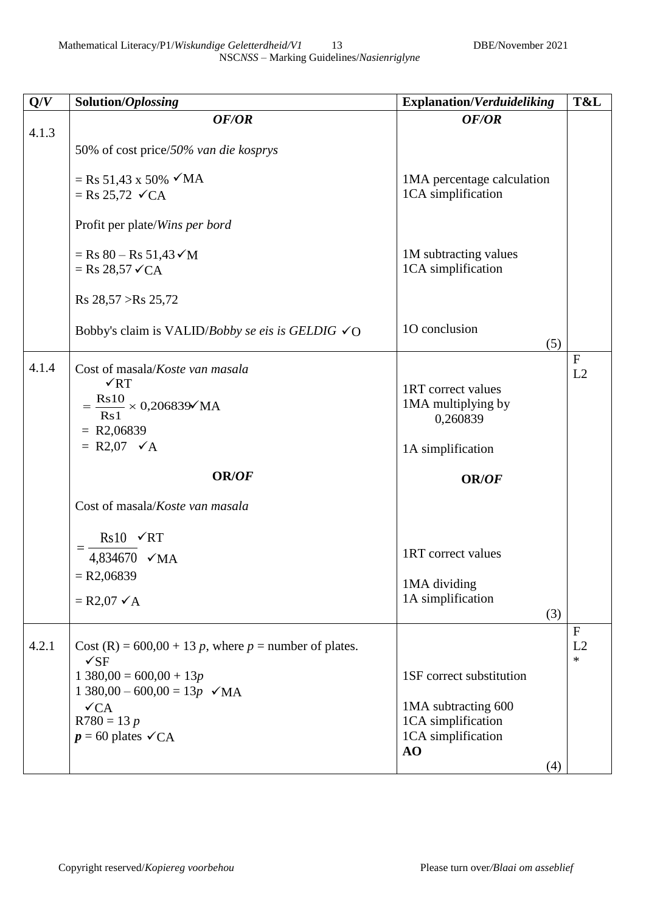| Q/*V* | Solution/*Oplossing* | Explanation/*Verduideliking* | T&L |
|---|---|---|---|
| 4.1.3 | ***OF/OR***<br><br>50% of cost price/*50% van die kosprys*<br><br>= Rs 51,43 x 50% ✓MA<br>= Rs 25,72 ✓CA<br><br>Profit per plate/*Wins per bord*<br><br>= Rs 80 – Rs 51,43 ✓M<br>= Rs 28,57 ✓CA<br><br>Rs 28,57 >Rs 25,72<br><br>Bobby's claim is VALID/*Bobby se eis is GELDIG* ✓O | ***OF/OR***<br><br><br><br>1MA percentage calculation<br>1CA simplification<br><br><br><br>1M subtracting values<br>1CA simplification<br><br><br><br>1O conclusion<br>(5) | |
| 4.1.4 | Cost of masala/*Koste van masala*<br>✓RT<br>$= \frac{\text{Rs}10}{\text{Rs}1} \times 0{,}206839$ ✓MA<br>= R2,06839<br>= R2,07 ✓A<br><br>**OR/*OF***<br><br>Cost of masala/*Koste van masala*<br><br>$= \frac{\text{Rs}10}{4{,}834670}$ ✓RT ✓MA<br>= R2,06839<br>= R2,07 ✓A | 1RT correct values<br>1MA multiplying by 0,260839<br><br>1A simplification<br><br>**OR/*OF***<br><br><br><br>1RT correct values<br><br>1MA dividing<br>1A simplification<br>(3) | F<br>L2 |
| 4.2.1 | Cost (R) = 600,00 + 13 *p*, where *p* = number of plates.<br>✓SF<br>1 380,00 = 600,00 + 13*p*<br>1 380,00 – 600,00 = 13*p* ✓MA<br>✓CA<br>R780 = 13 *p*<br>***p*** = 60 plates ✓CA | 1SF correct substitution<br><br>1MA subtracting 600<br>1CA simplification<br>1CA simplification<br>**AO**<br>(4) | F<br>L2<br>* |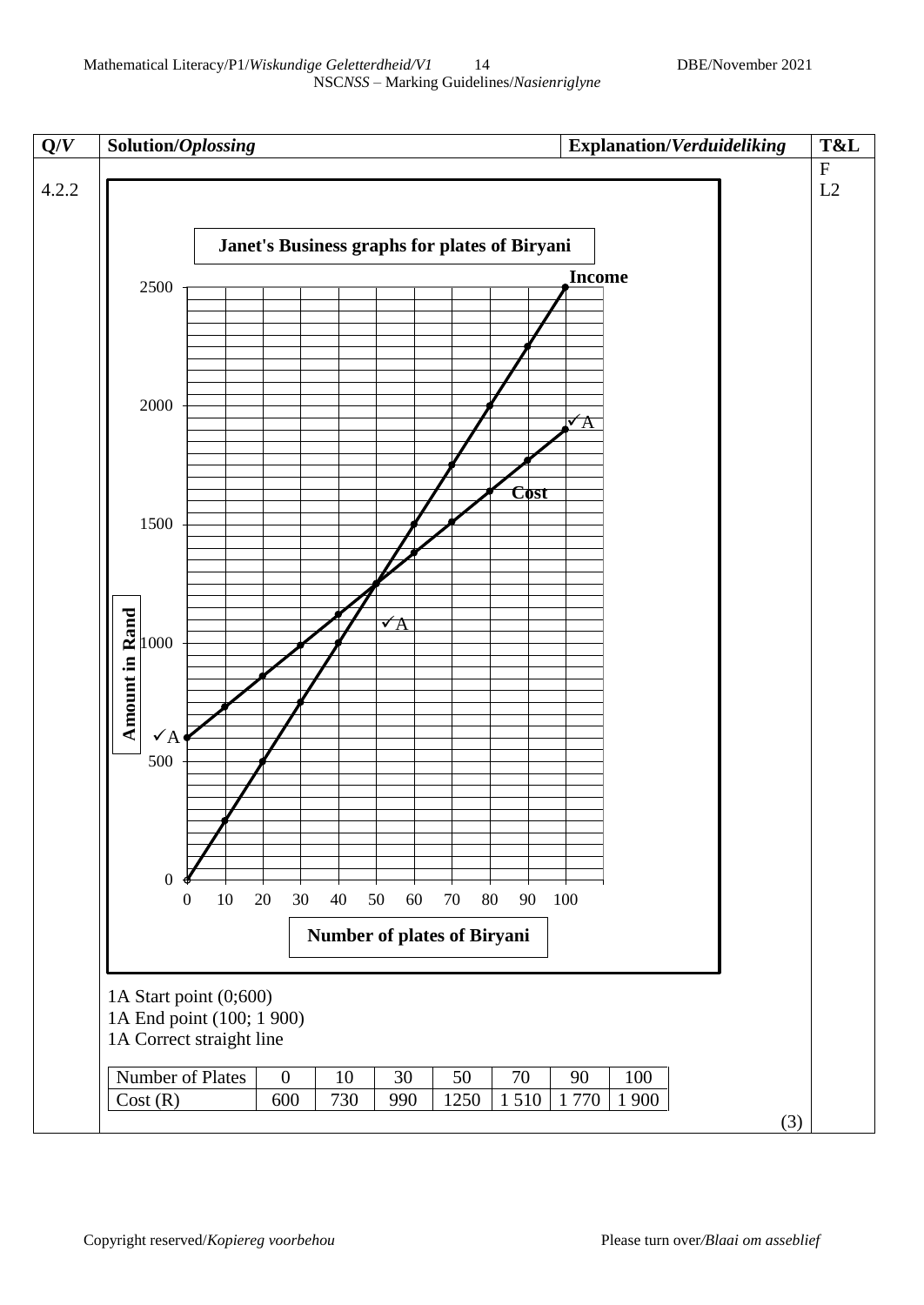| Q/*V* | Solution/*Oplossing* | Explanation/*Verduideliking* | T&L |
|---|---|---|---|
| 4.2.2 | **Janet's Business graphs for plates of Biryani** (graph: Amount in Rand vs Number of plates of Biryani; Income line from (0;0) to (100; 2500); Cost line from (0;600) ✓A to (100;1900) ✓A; lines intersect at (50;1250) ✓A)<br><br>1A Start point (0;600)<br>1A End point (100; 1 900)<br>1A Correct straight line<br><br>Number of Plates: 0, 10, 30, 50, 70, 90, 100<br>Cost (R): 600, 730, 990, 1250, 1 510, 1 770, 1 900<br><br>(3) | | F<br>L2 |

| Number of Plates | 0 | 10 | 30 | 50 | 70 | 90 | 100 |
|---|---|---|---|---|---|---|---|
| Cost (R) | 600 | 730 | 990 | 1250 | 1 510 | 1 770 | 1 900 |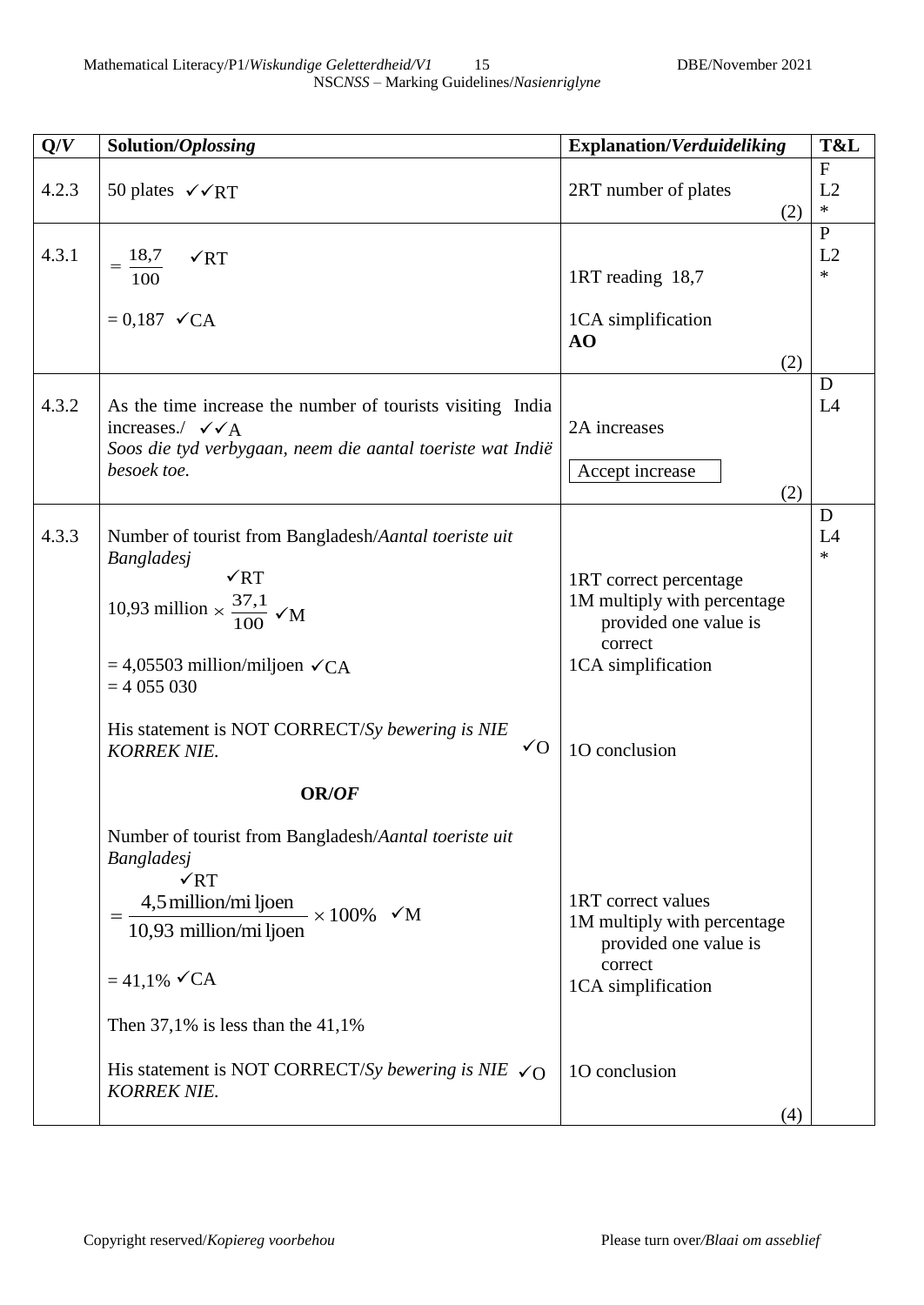| Q/*V* | Solution/*Oplossing* | Explanation/*Verduideliking* | T&L |
|---|---|---|---|
| 4.2.3 | 50 plates ✓✓RT | 2RT number of plates (2) | F L2 * |
| 4.3.1 | $= \frac{18,7}{100}$ ✓RT<br><br>$= 0,187$ ✓CA | 1RT reading 18,7<br><br>1CA simplification<br>**AO**<br>(2) | P L2 * |
| 4.3.2 | As the time increase the number of tourists visiting India increases./ ✓✓A<br>*Soos die tyd verbygaan, neem die aantal toeriste wat Indië besoek toe.* | 2A increases<br><br>Accept increase<br>(2) | D L4 |
| 4.3.3 | Number of tourist from Bangladesh/*Aantal toeriste uit Bangladesj*<br>$10,93 \text{ million} \times \frac{37,1}{100}$ ✓RT ✓M<br><br>$= 4,05503$ million/miljoen ✓CA<br>$= 4\ 055\ 030$<br><br>His statement is NOT CORRECT/*Sy bewering is NIE KORREK NIE.* ✓O<br><br>**OR/*OF***<br><br>Number of tourist from Bangladesh/*Aantal toeriste uit Bangladesj*<br>$= \frac{4,5 \text{ million/miljoen}}{10,93 \text{ million/miljoen}} \times 100\%$ ✓RT ✓M<br><br>$= 41,1\%$ ✓CA<br><br>Then 37,1% is less than the 41,1%<br><br>His statement is NOT CORRECT/*Sy bewering is NIE KORREK NIE.* ✓O | 1RT correct percentage<br>1M multiply with percentage provided one value is correct<br>1CA simplification<br><br>1O conclusion<br><br><br><br>1RT correct values<br>1M multiply with percentage provided one value is correct<br>1CA simplification<br><br>1O conclusion<br><br>(4) | D L4 * |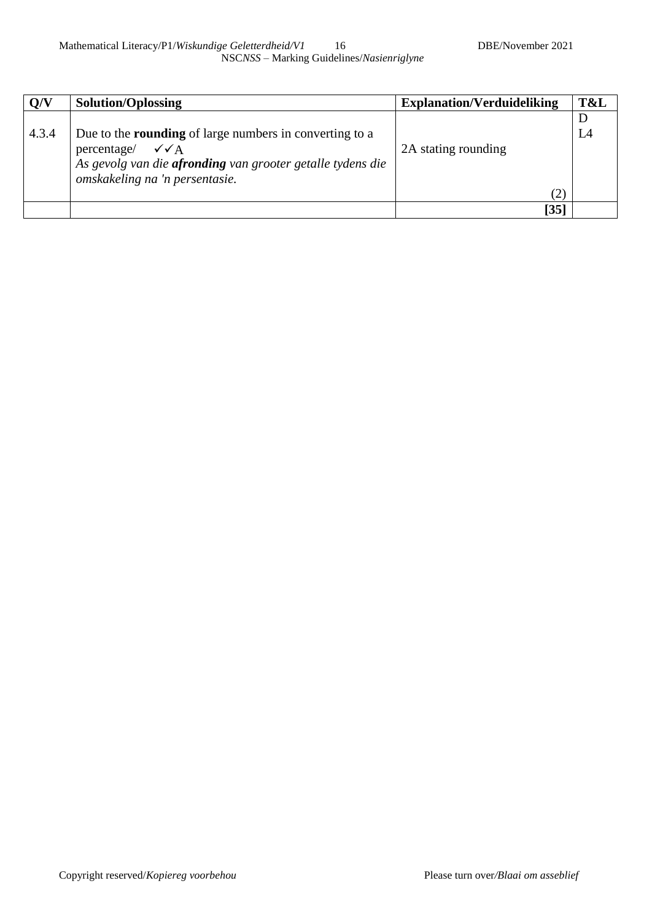| Q/V | Solution/Oplossing | Explanation/Verduideliking | T&L |
|---|---|---|---|
| 4.3.4 | Due to the **rounding** of large numbers in converting to a percentage/ ✓✓A<br>*As gevolg van die **afronding** van grooter getalle tydens die omskakeling na 'n persentasie.* | 2A stating rounding<br><br>(2) | D<br>L4 |
| | | **[35]** | |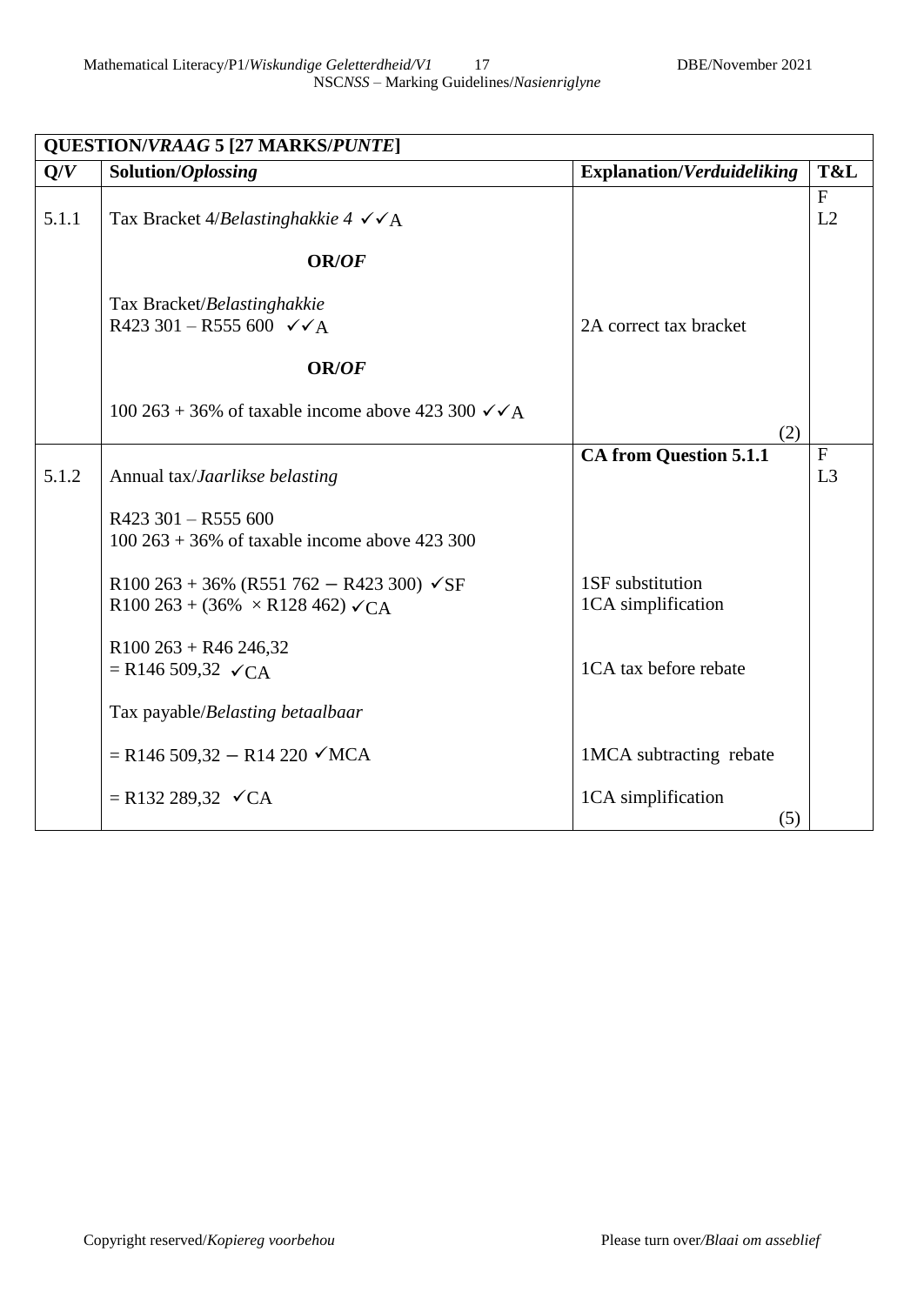| **QUESTION/*VRAAG* 5 [27 MARKS/*PUNTE*]** | | | |
|---|---|---|---|
| **Q/*V*** | **Solution/*Oplossing*** | **Explanation/*Verduideliking*** | **T&L** |
| 5.1.1 | Tax Bracket 4/*Belastinghakkie 4* ✓✓A<br><br>**OR/*OF***<br><br>Tax Bracket/*Belastinghakkie*<br>R423 301 – R555 600 ✓✓A<br><br>**OR/*OF***<br><br>100 263 + 36% of taxable income above 423 300 ✓✓A | 2A correct tax bracket<br><br>(2) | F<br>L2 |
| 5.1.2 | Annual tax/*Jaarlikse belasting*<br><br>R423 301 – R555 600<br>100 263 + 36% of taxable income above 423 300<br><br>R100 263 + 36% (R551 762 − R423 300) ✓SF<br>R100 263 + (36% × R128 462) ✓CA<br><br>R100 263 + R46 246,32<br>= R146 509,32 ✓CA<br><br>Tax payable/*Belasting betaalbaar*<br><br>= R146 509,32 − R14 220 ✓MCA<br><br>= R132 289,32 ✓CA | **CA from Question 5.1.1**<br><br>1SF substitution<br>1CA simplification<br><br>1CA tax before rebate<br><br>1MCA subtracting rebate<br><br>1CA simplification<br>(5) | F<br>L3 |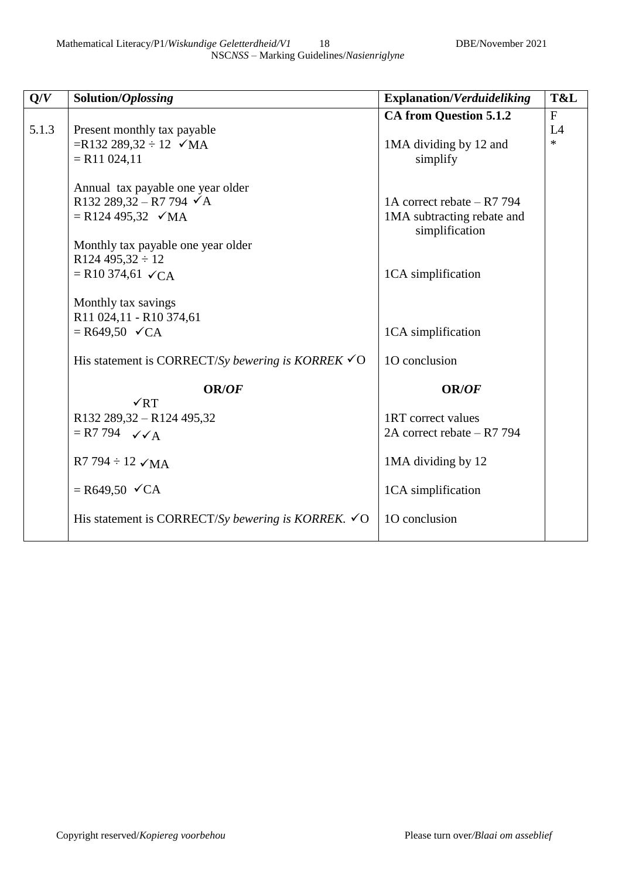| Q/*V* | Solution/*Oplossing* | Explanation/*Verduideliking* | T&L |
|---|---|---|---|
| 5.1.3 | Present monthly tax payable<br>=R132 289,32 ÷ 12 ✓MA<br>= R11 024,11<br><br>Annual tax payable one year older<br>R132 289,32 – R7 794 ✓A<br>= R124 495,32 ✓MA<br><br>Monthly tax payable one year older<br>R124 495,32 ÷ 12<br>= R10 374,61 ✓CA<br><br>Monthly tax savings<br>R11 024,11 - R10 374,61<br>= R649,50 ✓CA<br><br>His statement is CORRECT/*Sy bewering is KORREK* ✓O<br><br>**OR/*OF***<br>✓RT<br>R132 289,32 – R124 495,32<br>= R7 794 ✓✓A<br><br>R7 794 ÷ 12 ✓MA<br><br>= R649,50 ✓CA<br><br>His statement is CORRECT/*Sy bewering is KORREK.* ✓O | **CA from Question 5.1.2**<br><br>1MA dividing by 12 and simplify<br><br>1A correct rebate – R7 794<br>1MA subtracting rebate and simplification<br><br>1CA simplification<br><br>1CA simplification<br><br>1O conclusion<br><br>**OR/*OF***<br><br>1RT correct values<br>2A correct rebate – R7 794<br><br>1MA dividing by 12<br><br>1CA simplification<br><br>1O conclusion | F<br>L4<br>* |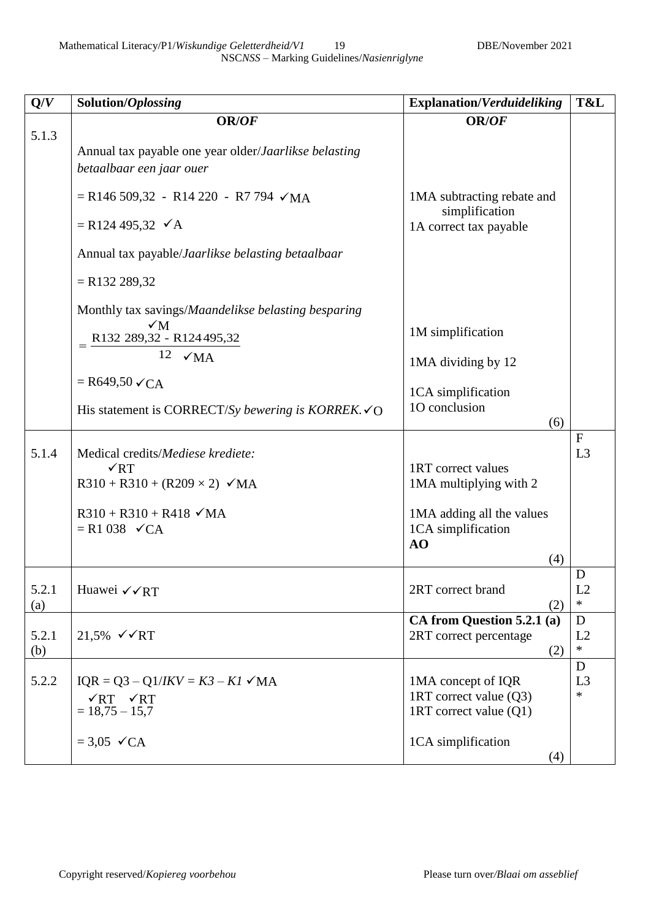| Q/*V* | Solution/*Oplossing* | Explanation/*Verduideliking* | T&L |
|---|---|---|---|
| 5.1.3 | **OR/*OF*** <br><br> Annual tax payable one year older/*Jaarlikse belasting betaalbaar een jaar ouer* <br><br> = R146 509,32 - R14 220 - R7 794 ✓MA <br><br> = R124 495,32 ✓A <br><br> Annual tax payable/*Jaarlikse belasting betaalbaar* <br><br> = R132 289,32 <br><br> Monthly tax savings/*Maandelikse belasting besparing* <br><br> $= \frac{R132\ 289{,}32 - R124\ 495{,}32}{12}$ ✓M ✓MA <br><br> = R649,50 ✓CA <br><br> His statement is CORRECT/*Sy bewering is KORREK.* ✓O | **OR/*OF*** <br><br> 1MA subtracting rebate and simplification <br> 1A correct tax payable <br><br> 1M simplification <br><br> 1MA dividing by 12 <br><br> 1CA simplification <br> 1O conclusion <br> (6) | |
| 5.1.4 | Medical credits/*Mediese krediete:* <br> R310 + R310 + (R209 × 2) ✓RT ✓MA <br><br> R310 + R310 + R418 ✓MA <br> = R1 038 ✓CA | 1RT correct values <br> 1MA multiplying with 2 <br><br> 1MA adding all the values <br> 1CA simplification <br> **AO** <br> (4) | F <br> L3 |
| 5.2.1 (a) | Huawei ✓✓RT | 2RT correct brand <br> (2) | D <br> L2 <br> * |
| 5.2.1 (b) | 21,5% ✓✓RT | **CA from Question 5.2.1 (a)** <br> 2RT correct percentage <br> (2) | D <br> L2 <br> * |
| 5.2.2 | IQR = Q3 – Q1/*IKV = K3 – K1* ✓MA <br> = 18,75 – 15,7 ✓RT ✓RT <br><br> = 3,05 ✓CA | 1MA concept of IQR <br> 1RT correct value (Q3) <br> 1RT correct value (Q1) <br><br> 1CA simplification <br> (4) | D <br> L3 <br> * |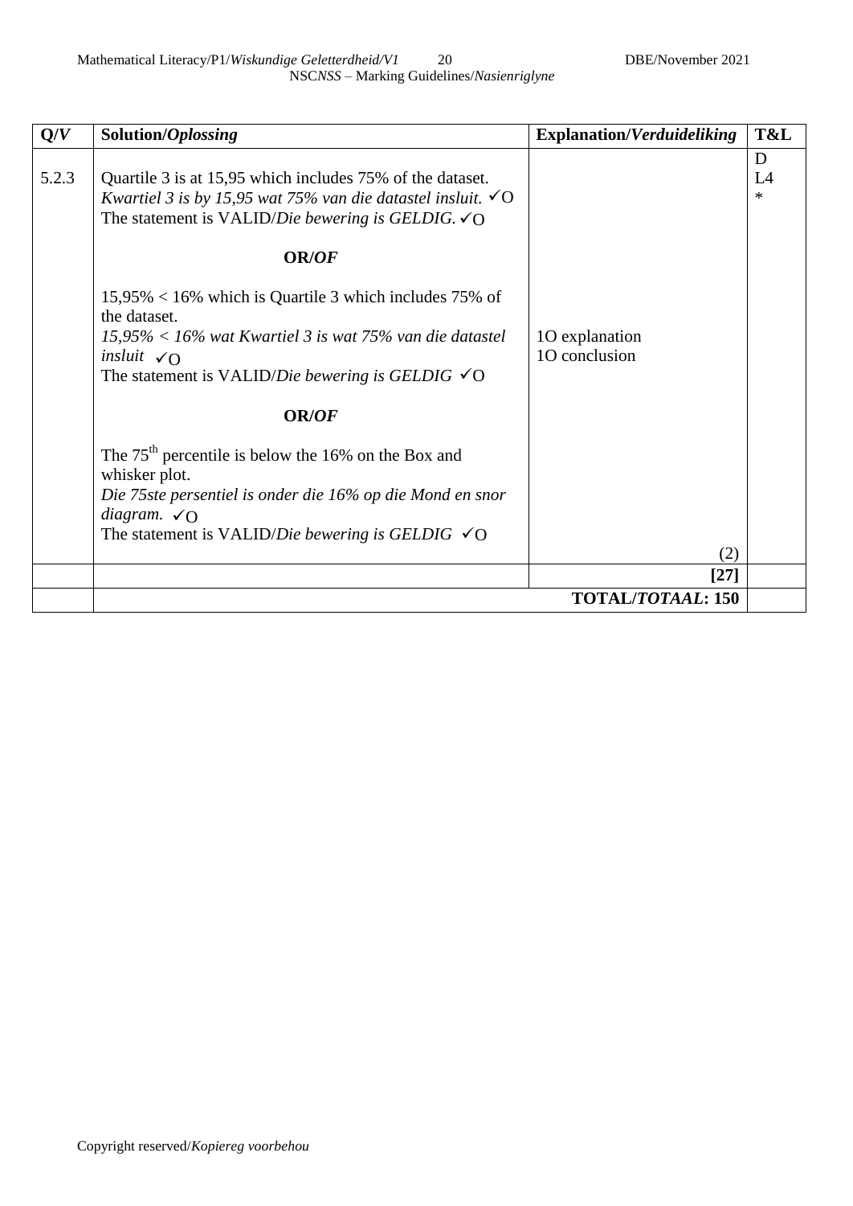| Q/*V* | Solution/*Oplossing* | Explanation/*Verduideliking* | T&L |
|---|---|---|---|
| 5.2.3 | Quartile 3 is at 15,95 which includes 75% of the dataset.<br>*Kwartiel 3 is by 15,95 wat 75% van die datastel insluit.* ✓O<br>The statement is VALID/*Die bewering is GELDIG.* ✓O<br><br>**OR/*OF***<br><br>15,95% < 16% which is Quartile 3 which includes 75% of the dataset.<br>*15,95% < 16% wat Kwartiel 3 is wat 75% van die datastel insluit* ✓O<br>The statement is VALID/*Die bewering is GELDIG* ✓O<br><br>**OR/*OF***<br><br>The 75th percentile is below the 16% on the Box and whisker plot.<br>*Die 75ste persentiel is onder die 16% op die Mond en snor diagram.* ✓O<br>The statement is VALID/*Die bewering is GELDIG* ✓O | 1O explanation<br>1O conclusion<br><br>(2) | D<br>L4<br>* |
| | | **[27]** | |
| | | **TOTAL/*TOTAAL*: 150** | |